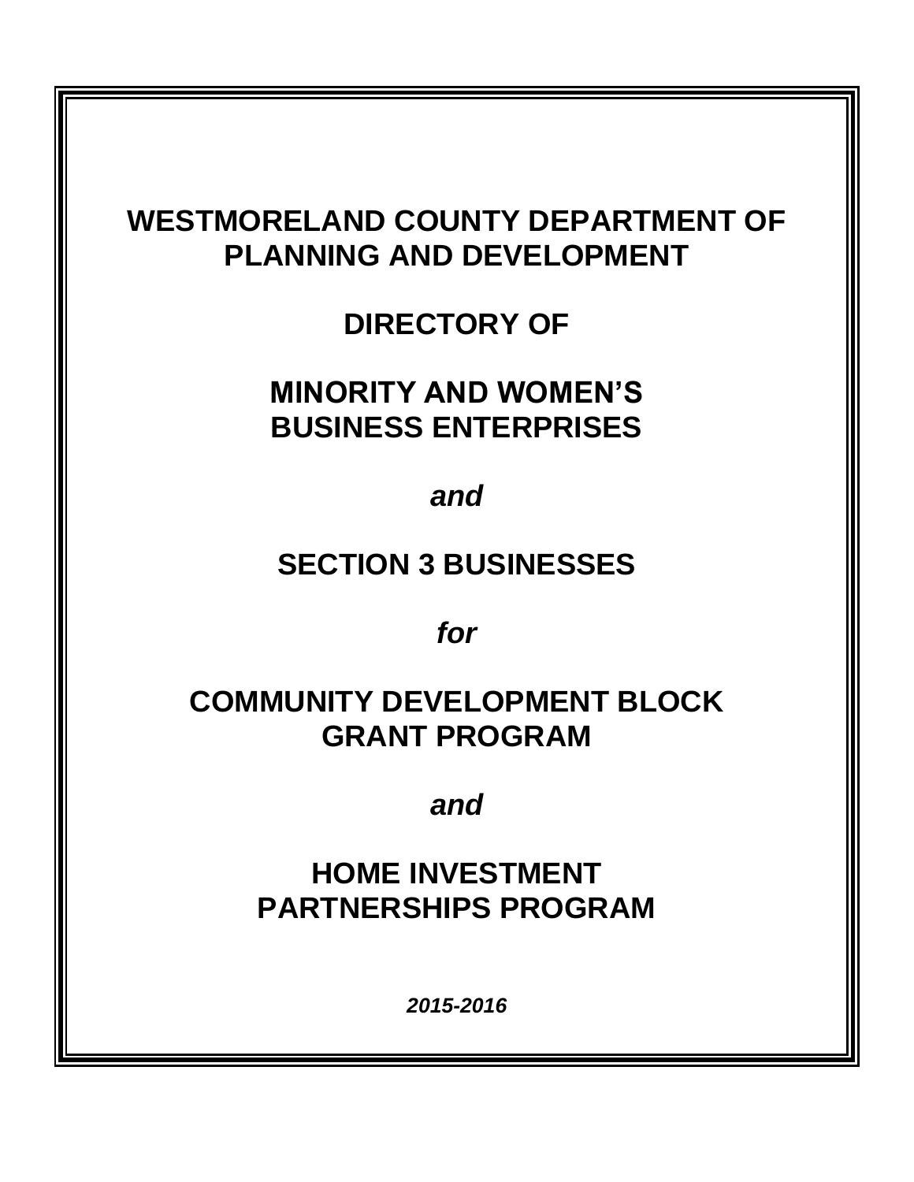# WESTMORELAND COUNTY DEPARTMENT OF PLANNING AND DEVELOPMENT

## DIRECTORY OF

## MINORITY AND WOMEN'S BUSINESS ENTERPRISES

***and***

## SECTION 3 BUSINESSES

***for***

## COMMUNITY DEVELOPMENT BLOCK GRANT PROGRAM

***and***

## HOME INVESTMENT PARTNERSHIPS PROGRAM

***2015-2016***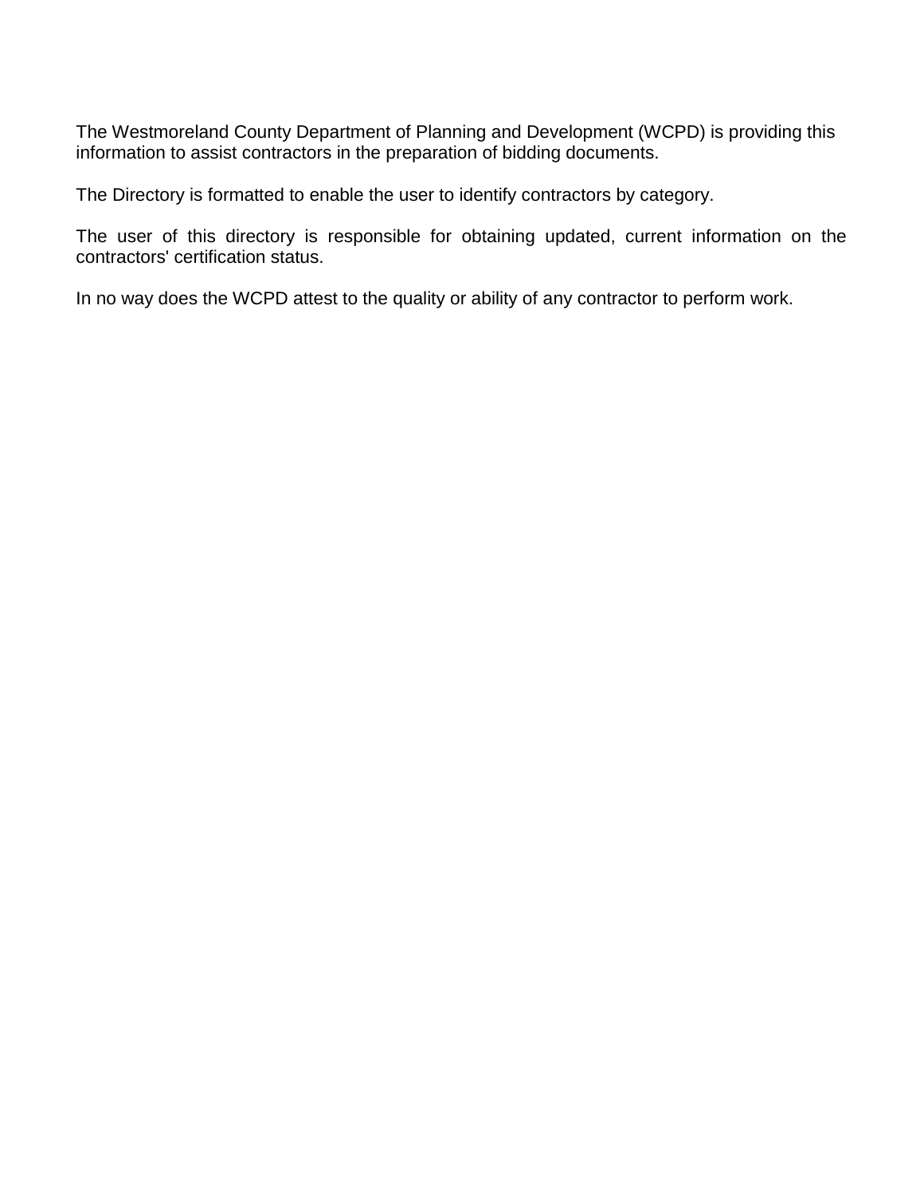The Westmoreland County Department of Planning and Development (WCPD) is providing this information to assist contractors in the preparation of bidding documents.

The Directory is formatted to enable the user to identify contractors by category.

The user of this directory is responsible for obtaining updated, current information on the contractors' certification status.

In no way does the WCPD attest to the quality or ability of any contractor to perform work.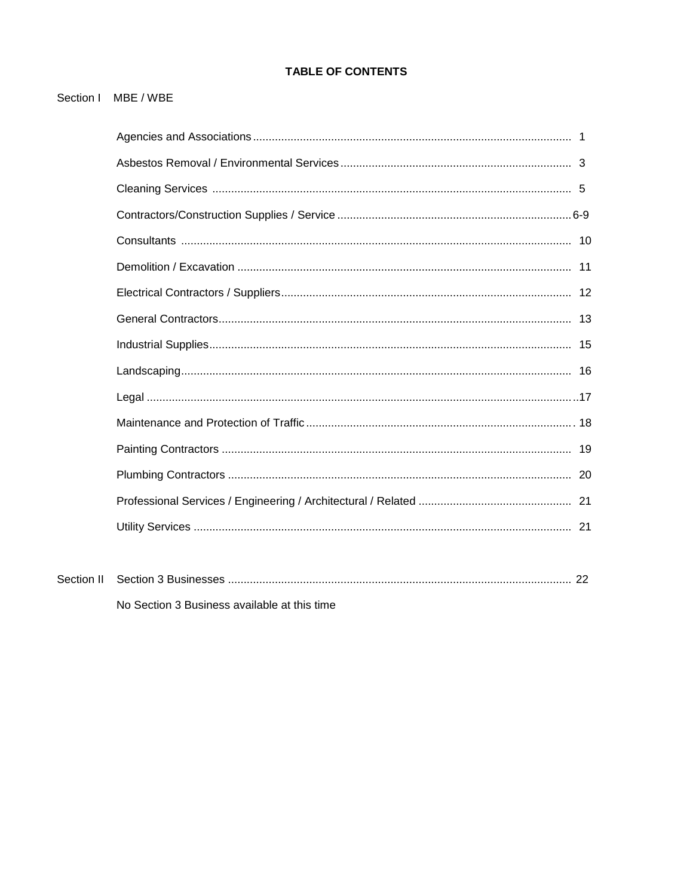# TABLE OF CONTENTS

Section I MBE / WBE

| Section | Page |
|---|---|
| Agencies and Associations | 1 |
| Asbestos Removal / Environmental Services | 3 |
| Cleaning Services | 5 |
| Contractors/Construction Supplies / Service | 6-9 |
| Consultants | 10 |
| Demolition / Excavation | 11 |
| Electrical Contractors / Suppliers | 12 |
| General Contractors | 13 |
| Industrial Supplies | 15 |
| Landscaping | 16 |
| Legal | 17 |
| Maintenance and Protection of Traffic | 18 |
| Painting Contractors | 19 |
| Plumbing Contractors | 20 |
| Professional Services / Engineering / Architectural / Related | 21 |
| Utility Services | 21 |

Section II Section 3 Businesses ..... 22

No Section 3 Business available at this time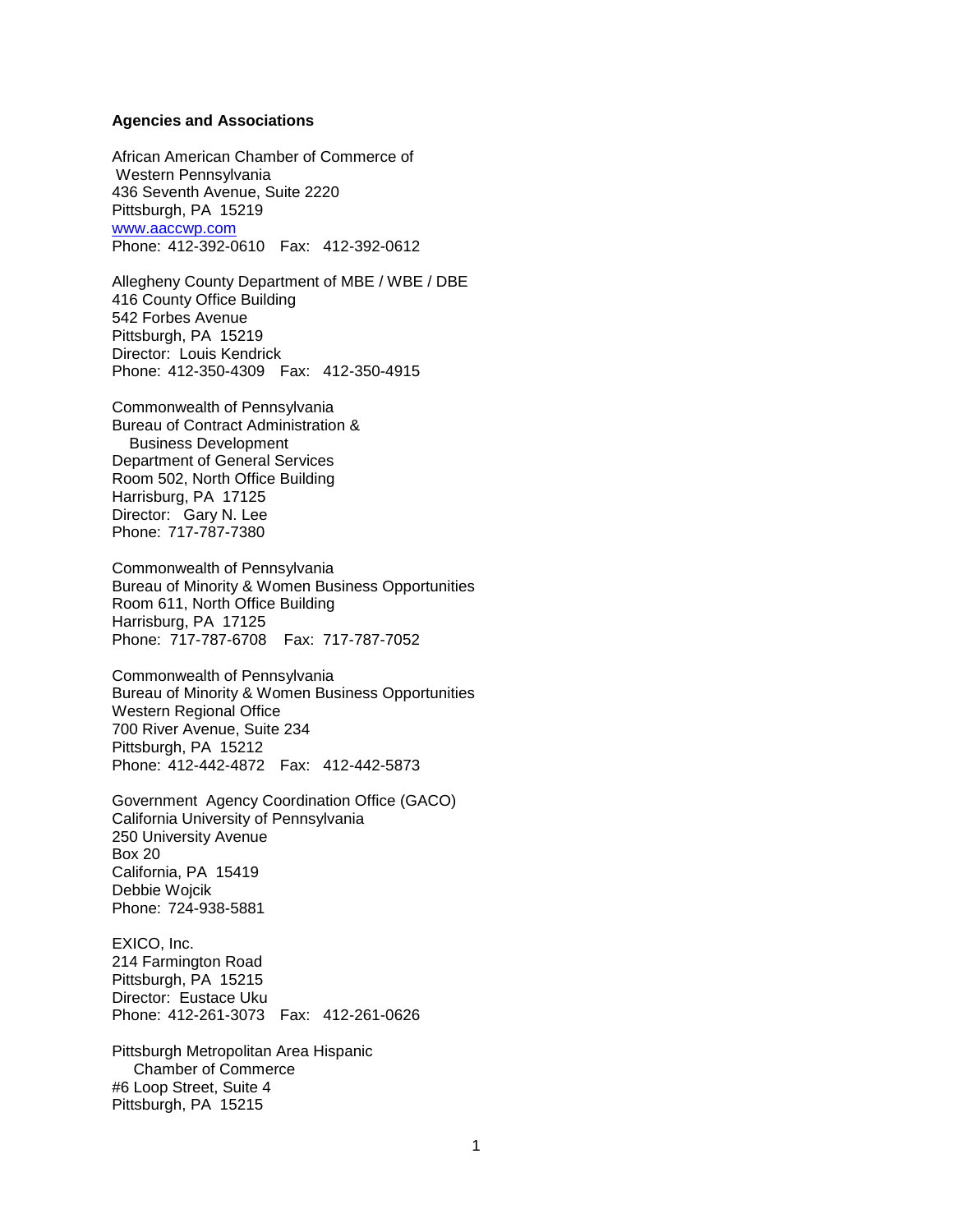**Agencies and Associations**

African American Chamber of Commerce of
Western Pennsylvania
436 Seventh Avenue, Suite 2220
Pittsburgh, PA 15219
[www.aaccwp.com](http://www.aaccwp.com)
Phone: 412-392-0610 Fax: 412-392-0612

Allegheny County Department of MBE / WBE / DBE
416 County Office Building
542 Forbes Avenue
Pittsburgh, PA 15219
Director: Louis Kendrick
Phone: 412-350-4309 Fax: 412-350-4915

Commonwealth of Pennsylvania
Bureau of Contract Administration &
Business Development
Department of General Services
Room 502, North Office Building
Harrisburg, PA 17125
Director: Gary N. Lee
Phone: 717-787-7380

Commonwealth of Pennsylvania
Bureau of Minority & Women Business Opportunities
Room 611, North Office Building
Harrisburg, PA 17125
Phone: 717-787-6708 Fax: 717-787-7052

Commonwealth of Pennsylvania
Bureau of Minority & Women Business Opportunities
Western Regional Office
700 River Avenue, Suite 234
Pittsburgh, PA 15212
Phone: 412-442-4872 Fax: 412-442-5873

Government Agency Coordination Office (GACO)
California University of Pennsylvania
250 University Avenue
Box 20
California, PA 15419
Debbie Wojcik
Phone: 724-938-5881

EXICO, Inc.
214 Farmington Road
Pittsburgh, PA 15215
Director: Eustace Uku
Phone: 412-261-3073 Fax: 412-261-0626

Pittsburgh Metropolitan Area Hispanic
Chamber of Commerce
#6 Loop Street, Suite 4
Pittsburgh, PA 15215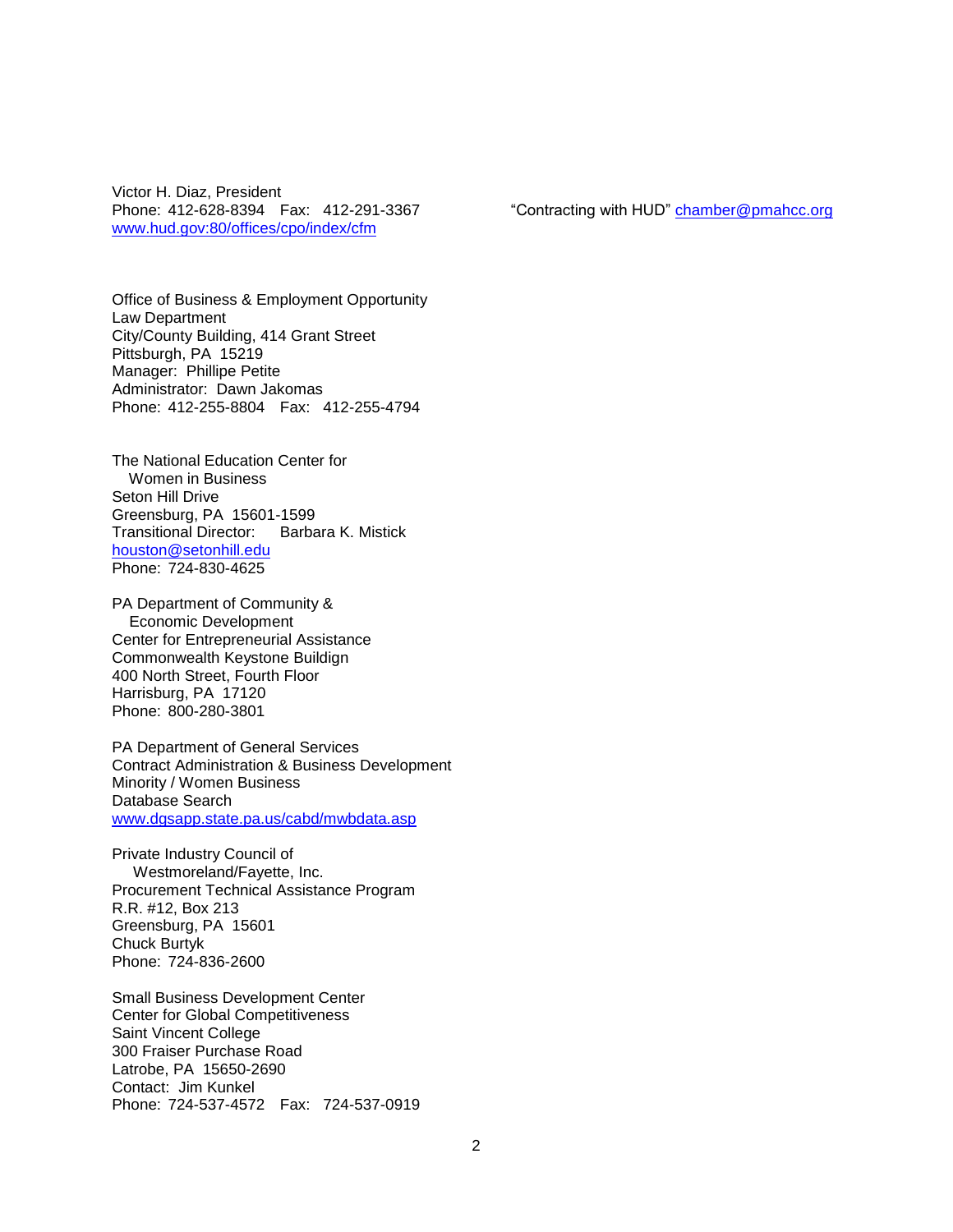Victor H. Diaz, President
Phone: 412-628-8394   Fax: 412-291-3367   "Contracting with HUD" chamber@pmahcc.org
www.hud.gov:80/offices/cpo/index/cfm

Office of Business & Employment Opportunity
Law Department
City/County Building, 414 Grant Street
Pittsburgh, PA 15219
Manager: Phillipe Petite
Administrator: Dawn Jakomas
Phone: 412-255-8804   Fax: 412-255-4794

The National Education Center for
Women in Business
Seton Hill Drive
Greensburg, PA 15601-1599
Transitional Director: Barbara K. Mistick
houston@setonhill.edu
Phone: 724-830-4625

PA Department of Community &
Economic Development
Center for Entrepreneurial Assistance
Commonwealth Keystone Buildign
400 North Street, Fourth Floor
Harrisburg, PA 17120
Phone: 800-280-3801

PA Department of General Services
Contract Administration & Business Development
Minority / Women Business
Database Search
www.dgsapp.state.pa.us/cabd/mwbdata.asp

Private Industry Council of
Westmoreland/Fayette, Inc.
Procurement Technical Assistance Program
R.R. #12, Box 213
Greensburg, PA 15601
Chuck Burtyk
Phone: 724-836-2600

Small Business Development Center
Center for Global Competitiveness
Saint Vincent College
300 Fraiser Purchase Road
Latrobe, PA 15650-2690
Contact: Jim Kunkel
Phone: 724-537-4572   Fax: 724-537-0919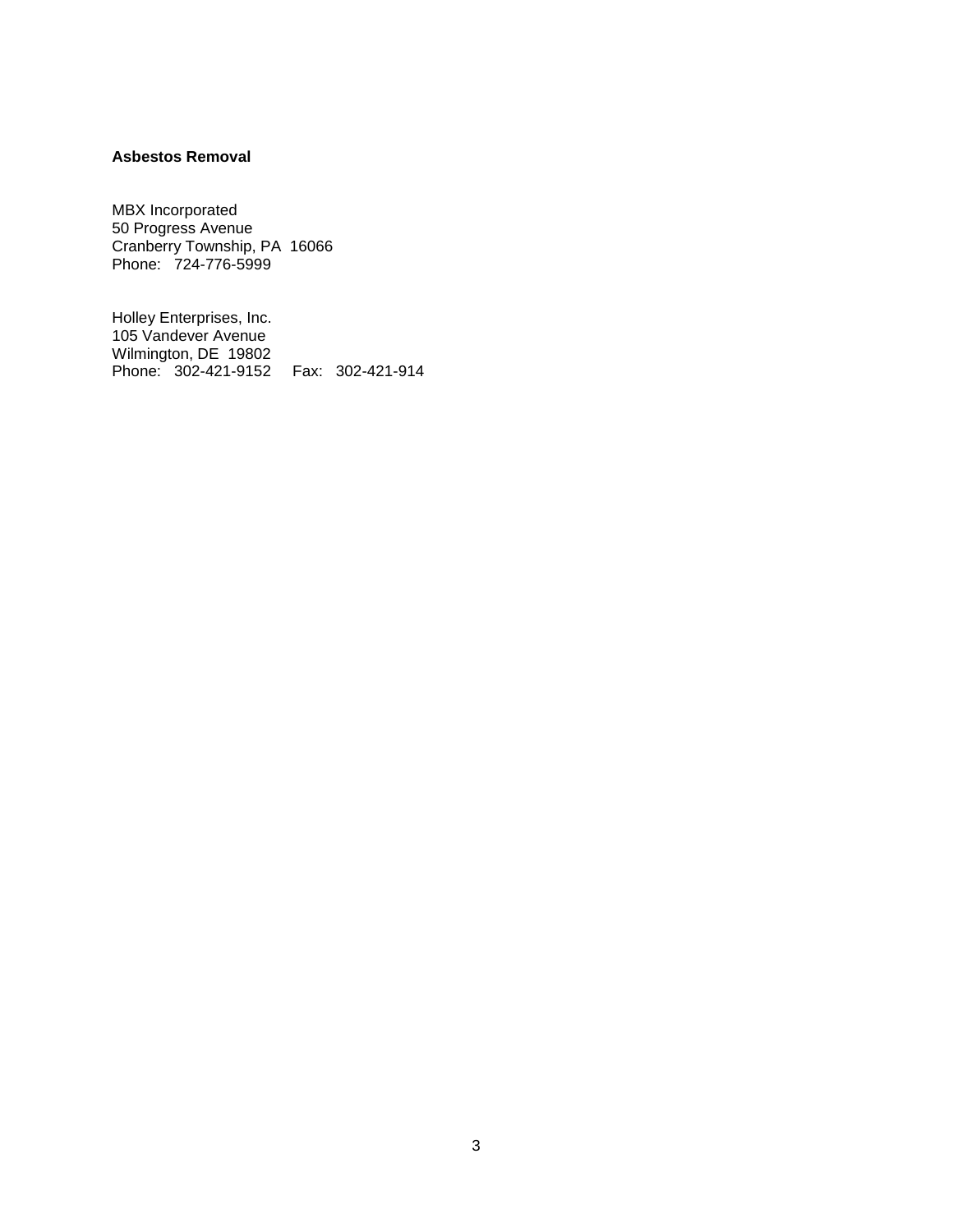**Asbestos Removal**

MBX Incorporated
50 Progress Avenue
Cranberry Township, PA 16066
Phone: 724-776-5999

Holley Enterprises, Inc.
105 Vandever Avenue
Wilmington, DE 19802
Phone: 302-421-9152 Fax: 302-421-914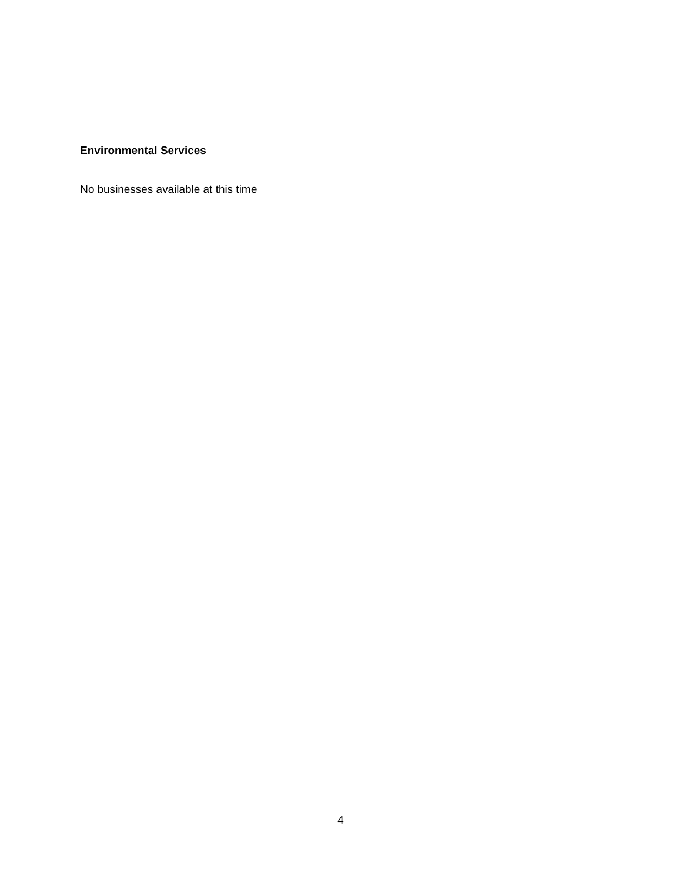**Environmental Services**

No businesses available at this time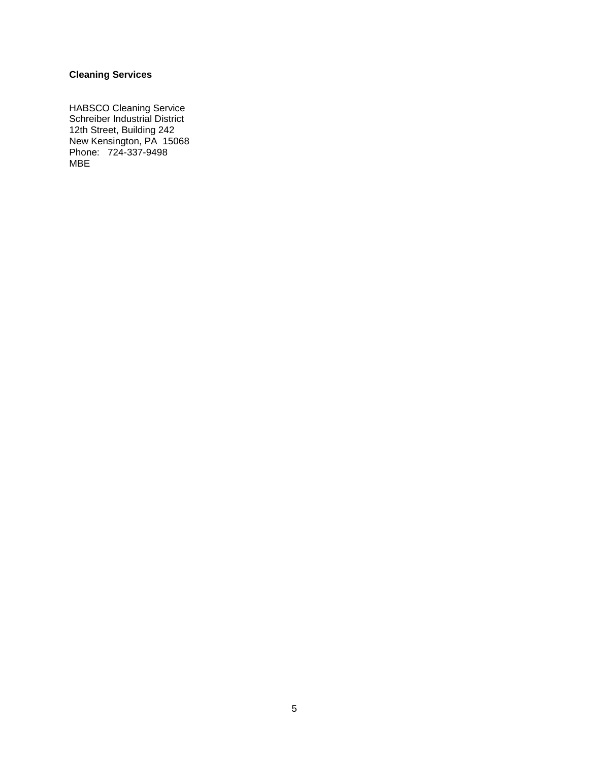**Cleaning Services**

HABSCO Cleaning Service
Schreiber Industrial District
12th Street, Building 242
New Kensington, PA 15068
Phone: 724-337-9498
MBE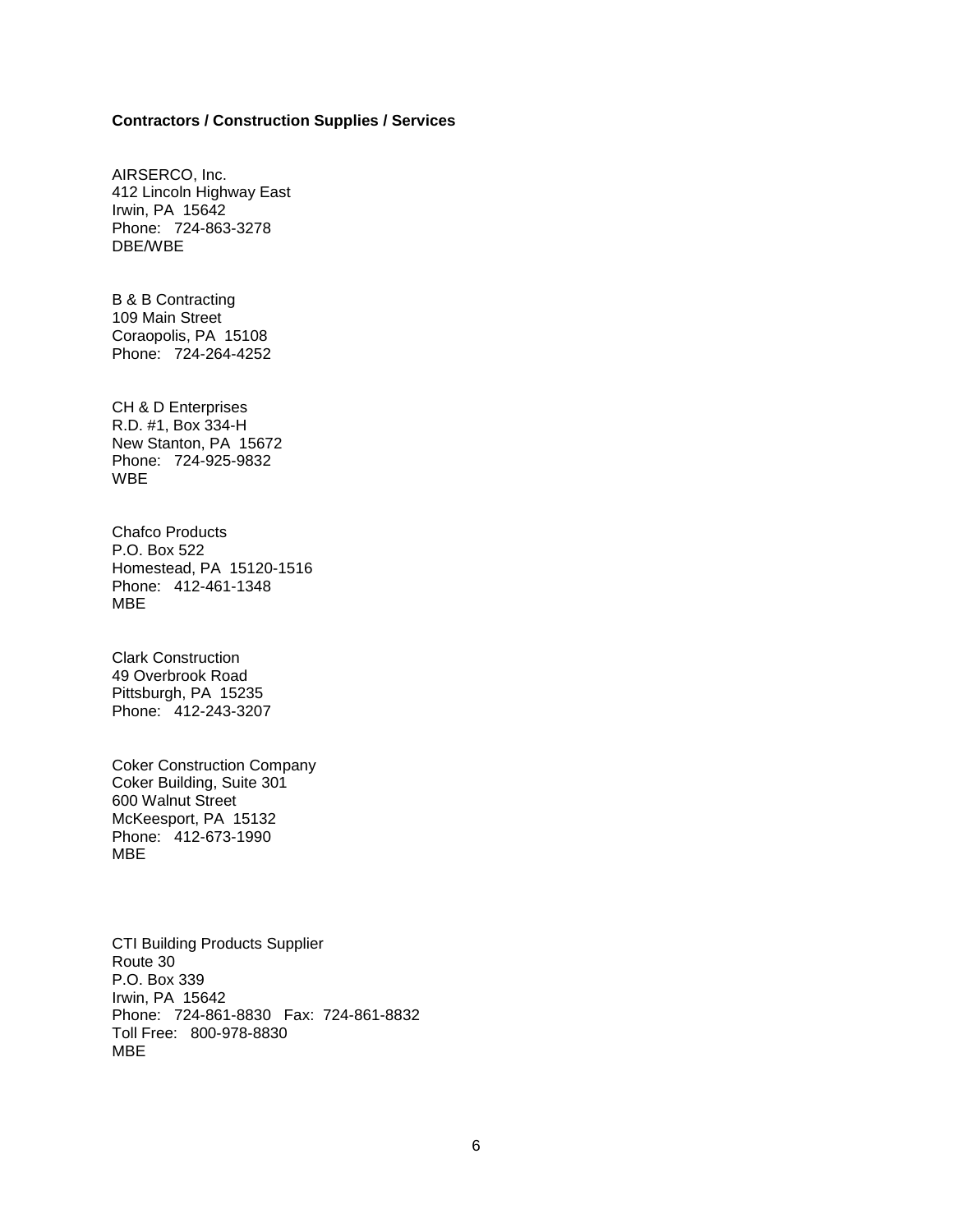**Contractors / Construction Supplies / Services**

AIRSERCO, Inc.
412 Lincoln Highway East
Irwin, PA 15642
Phone: 724-863-3278
DBE/WBE

B & B Contracting
109 Main Street
Coraopolis, PA 15108
Phone: 724-264-4252

CH & D Enterprises
R.D. #1, Box 334-H
New Stanton, PA 15672
Phone: 724-925-9832
WBE

Chafco Products
P.O. Box 522
Homestead, PA 15120-1516
Phone: 412-461-1348
MBE

Clark Construction
49 Overbrook Road
Pittsburgh, PA 15235
Phone: 412-243-3207

Coker Construction Company
Coker Building, Suite 301
600 Walnut Street
McKeesport, PA 15132
Phone: 412-673-1990
MBE

CTI Building Products Supplier
Route 30
P.O. Box 339
Irwin, PA 15642
Phone: 724-861-8830 Fax: 724-861-8832
Toll Free: 800-978-8830
MBE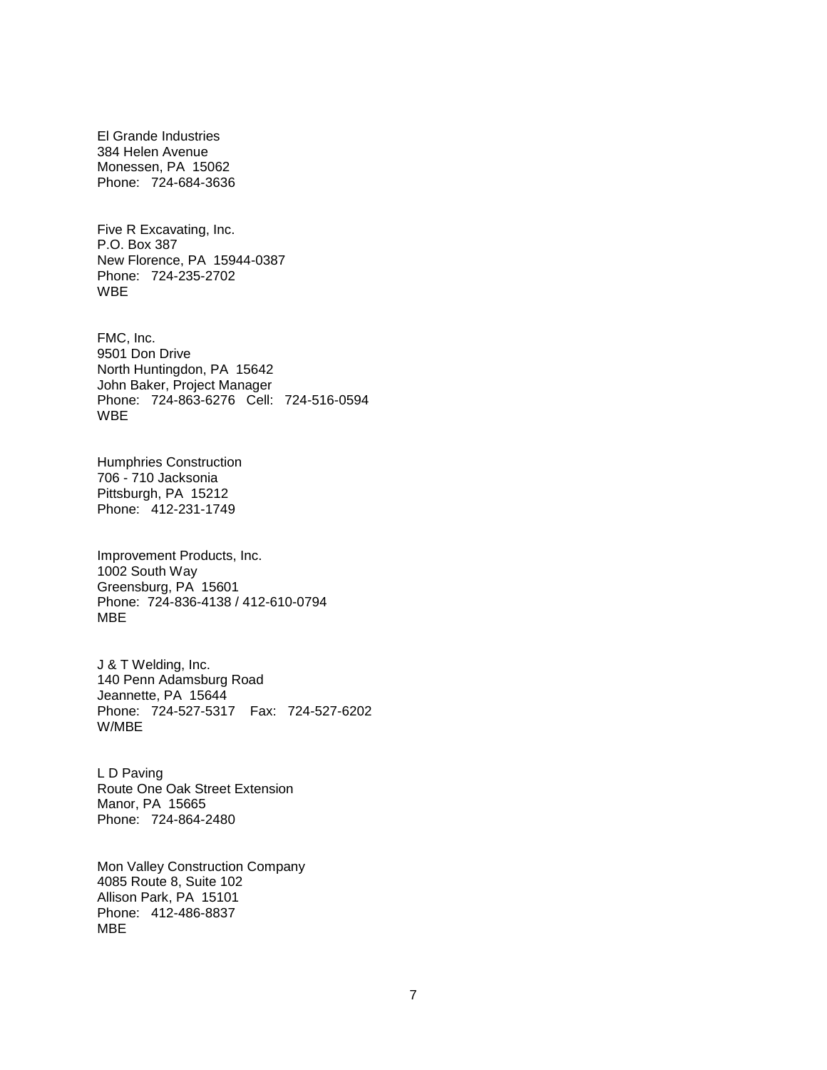El Grande Industries
384 Helen Avenue
Monessen, PA  15062
Phone:   724-684-3636

Five R Excavating, Inc.
P.O. Box 387
New Florence, PA  15944-0387
Phone:   724-235-2702
WBE

FMC, Inc.
9501 Don Drive
North Huntingdon, PA  15642
John Baker, Project Manager
Phone:   724-863-6276   Cell:   724-516-0594
WBE

Humphries Construction
706 - 710 Jacksonia
Pittsburgh, PA  15212
Phone:   412-231-1749

Improvement Products, Inc.
1002 South Way
Greensburg, PA  15601
Phone:  724-836-4138 / 412-610-0794
MBE

J & T Welding, Inc.
140 Penn Adamsburg Road
Jeannette, PA  15644
Phone:   724-527-5317    Fax:   724-527-6202
W/MBE

L D Paving
Route One Oak Street Extension
Manor, PA  15665
Phone:   724-864-2480

Mon Valley Construction Company
4085 Route 8, Suite 102
Allison Park, PA  15101
Phone:   412-486-8837
MBE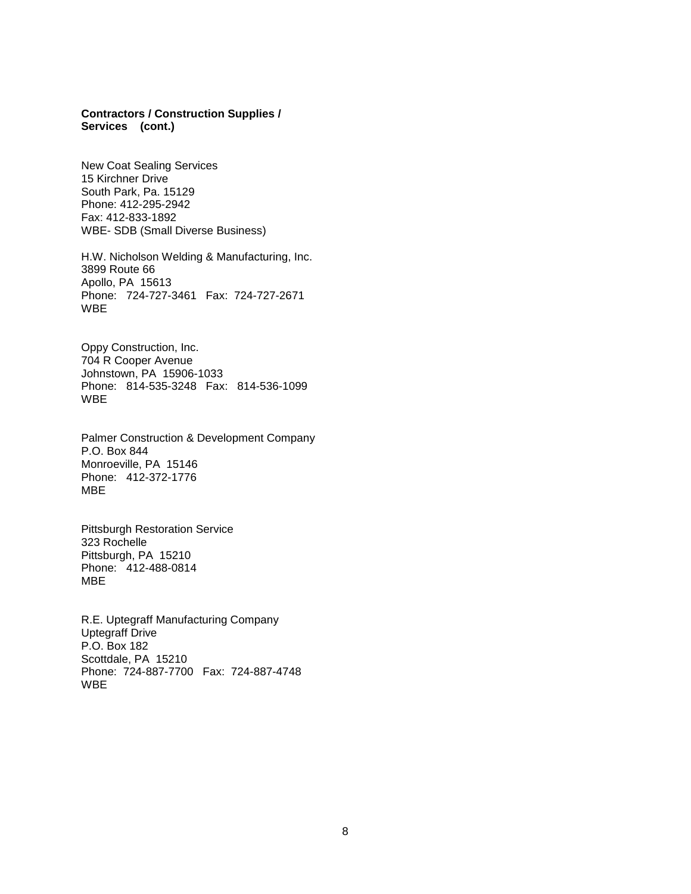**Contractors / Construction Supplies / Services (cont.)**

New Coat Sealing Services
15 Kirchner Drive
South Park, Pa. 15129
Phone: 412-295-2942
Fax: 412-833-1892
WBE- SDB (Small Diverse Business)

H.W. Nicholson Welding & Manufacturing, Inc.
3899 Route 66
Apollo, PA 15613
Phone: 724-727-3461 Fax: 724-727-2671
WBE

Oppy Construction, Inc.
704 R Cooper Avenue
Johnstown, PA 15906-1033
Phone: 814-535-3248 Fax: 814-536-1099
WBE

Palmer Construction & Development Company
P.O. Box 844
Monroeville, PA 15146
Phone: 412-372-1776
MBE

Pittsburgh Restoration Service
323 Rochelle
Pittsburgh, PA 15210
Phone: 412-488-0814
MBE

R.E. Uptegraff Manufacturing Company
Uptegraff Drive
P.O. Box 182
Scottdale, PA 15210
Phone: 724-887-7700 Fax: 724-887-4748
WBE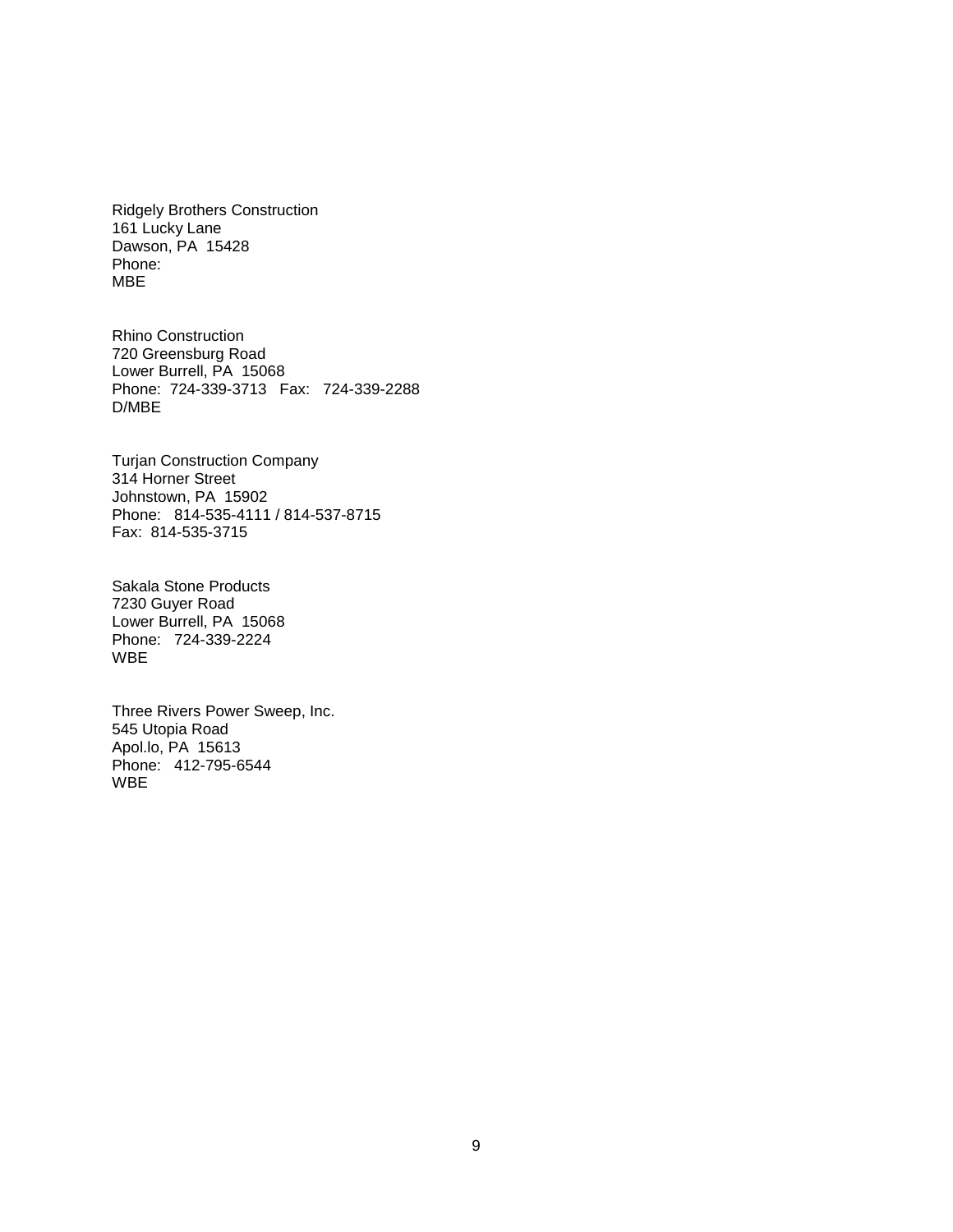Ridgely Brothers Construction
161 Lucky Lane
Dawson, PA  15428
Phone:
MBE

Rhino Construction
720 Greensburg Road
Lower Burrell, PA  15068
Phone:  724-339-3713   Fax:   724-339-2288
D/MBE

Turjan Construction Company
314 Horner Street
Johnstown, PA  15902
Phone:   814-535-4111 / 814-537-8715
Fax:  814-535-3715

Sakala Stone Products
7230 Guyer Road
Lower Burrell, PA  15068
Phone:   724-339-2224
WBE

Three Rivers Power Sweep, Inc.
545 Utopia Road
Apol.lo, PA  15613
Phone:   412-795-6544
WBE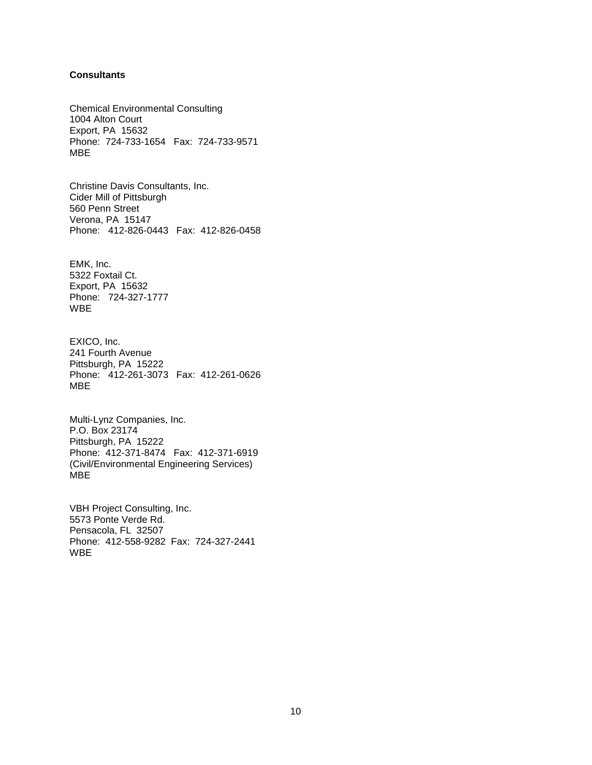**Consultants**

Chemical Environmental Consulting
1004 Alton Court
Export, PA 15632
Phone: 724-733-1654 Fax: 724-733-9571
MBE

Christine Davis Consultants, Inc.
Cider Mill of Pittsburgh
560 Penn Street
Verona, PA 15147
Phone: 412-826-0443 Fax: 412-826-0458

EMK, Inc.
5322 Foxtail Ct.
Export, PA 15632
Phone: 724-327-1777
WBE

EXICO, Inc.
241 Fourth Avenue
Pittsburgh, PA 15222
Phone: 412-261-3073 Fax: 412-261-0626
MBE

Multi-Lynz Companies, Inc.
P.O. Box 23174
Pittsburgh, PA 15222
Phone: 412-371-8474 Fax: 412-371-6919
(Civil/Environmental Engineering Services)
MBE

VBH Project Consulting, Inc.
5573 Ponte Verde Rd.
Pensacola, FL 32507
Phone: 412-558-9282 Fax: 724-327-2441
WBE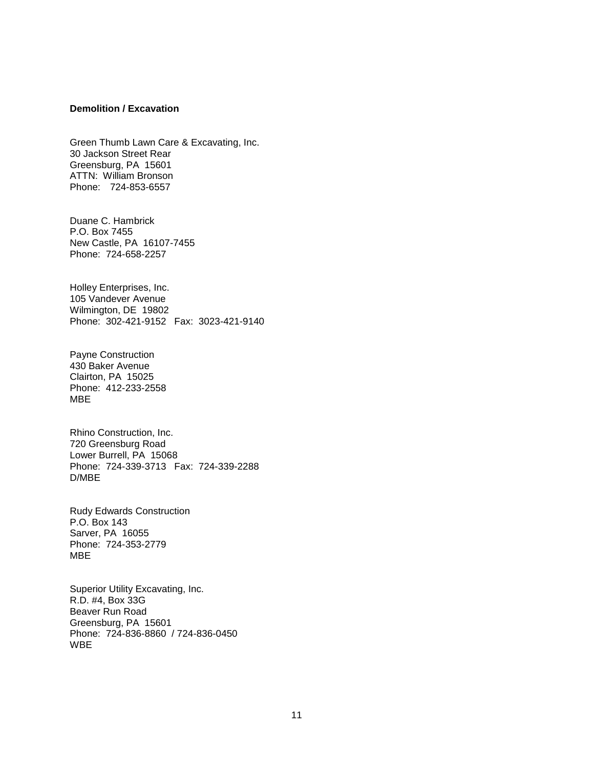**Demolition / Excavation**

Green Thumb Lawn Care & Excavating, Inc.
30 Jackson Street Rear
Greensburg, PA 15601
ATTN: William Bronson
Phone: 724-853-6557

Duane C. Hambrick
P.O. Box 7455
New Castle, PA 16107-7455
Phone: 724-658-2257

Holley Enterprises, Inc.
105 Vandever Avenue
Wilmington, DE 19802
Phone: 302-421-9152 Fax: 3023-421-9140

Payne Construction
430 Baker Avenue
Clairton, PA 15025
Phone: 412-233-2558
MBE

Rhino Construction, Inc.
720 Greensburg Road
Lower Burrell, PA 15068
Phone: 724-339-3713 Fax: 724-339-2288
D/MBE

Rudy Edwards Construction
P.O. Box 143
Sarver, PA 16055
Phone: 724-353-2779
MBE

Superior Utility Excavating, Inc.
R.D. #4, Box 33G
Beaver Run Road
Greensburg, PA 15601
Phone: 724-836-8860 / 724-836-0450
WBE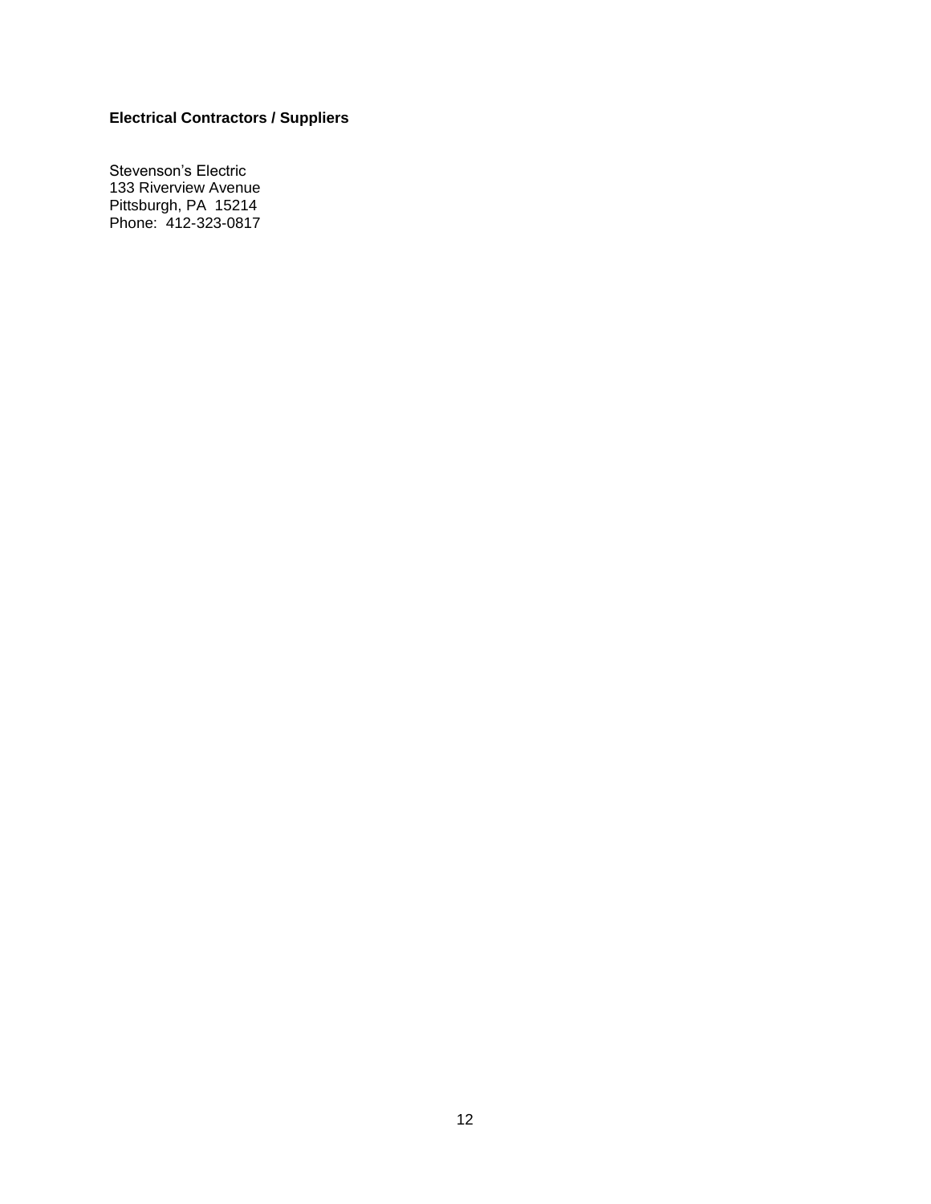**Electrical Contractors / Suppliers**

Stevenson's Electric
133 Riverview Avenue
Pittsburgh, PA 15214
Phone: 412-323-0817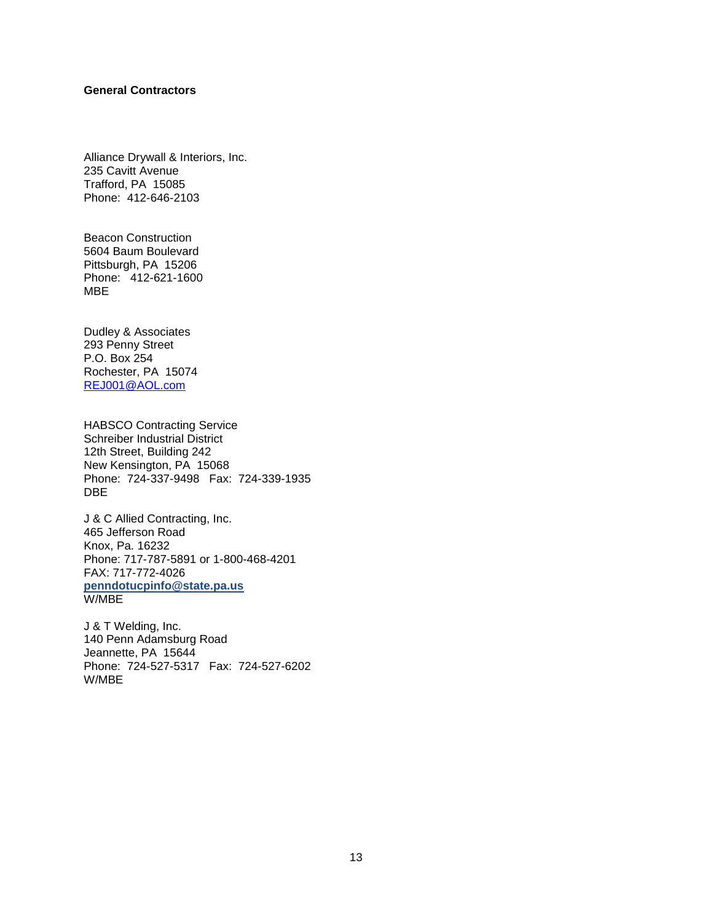**General Contractors**

Alliance Drywall & Interiors, Inc.
235 Cavitt Avenue
Trafford, PA 15085
Phone: 412-646-2103

Beacon Construction
5604 Baum Boulevard
Pittsburgh, PA 15206
Phone: 412-621-1600
MBE

Dudley & Associates
293 Penny Street
P.O. Box 254
Rochester, PA 15074
REJ001@AOL.com

HABSCO Contracting Service
Schreiber Industrial District
12th Street, Building 242
New Kensington, PA 15068
Phone: 724-337-9498 Fax: 724-339-1935
DBE

J & C Allied Contracting, Inc.
465 Jefferson Road
Knox, Pa. 16232
Phone: 717-787-5891 or 1-800-468-4201
FAX: 717-772-4026
**penndotucpinfo@state.pa.us**
W/MBE

J & T Welding, Inc.
140 Penn Adamsburg Road
Jeannette, PA 15644
Phone: 724-527-5317 Fax: 724-527-6202
W/MBE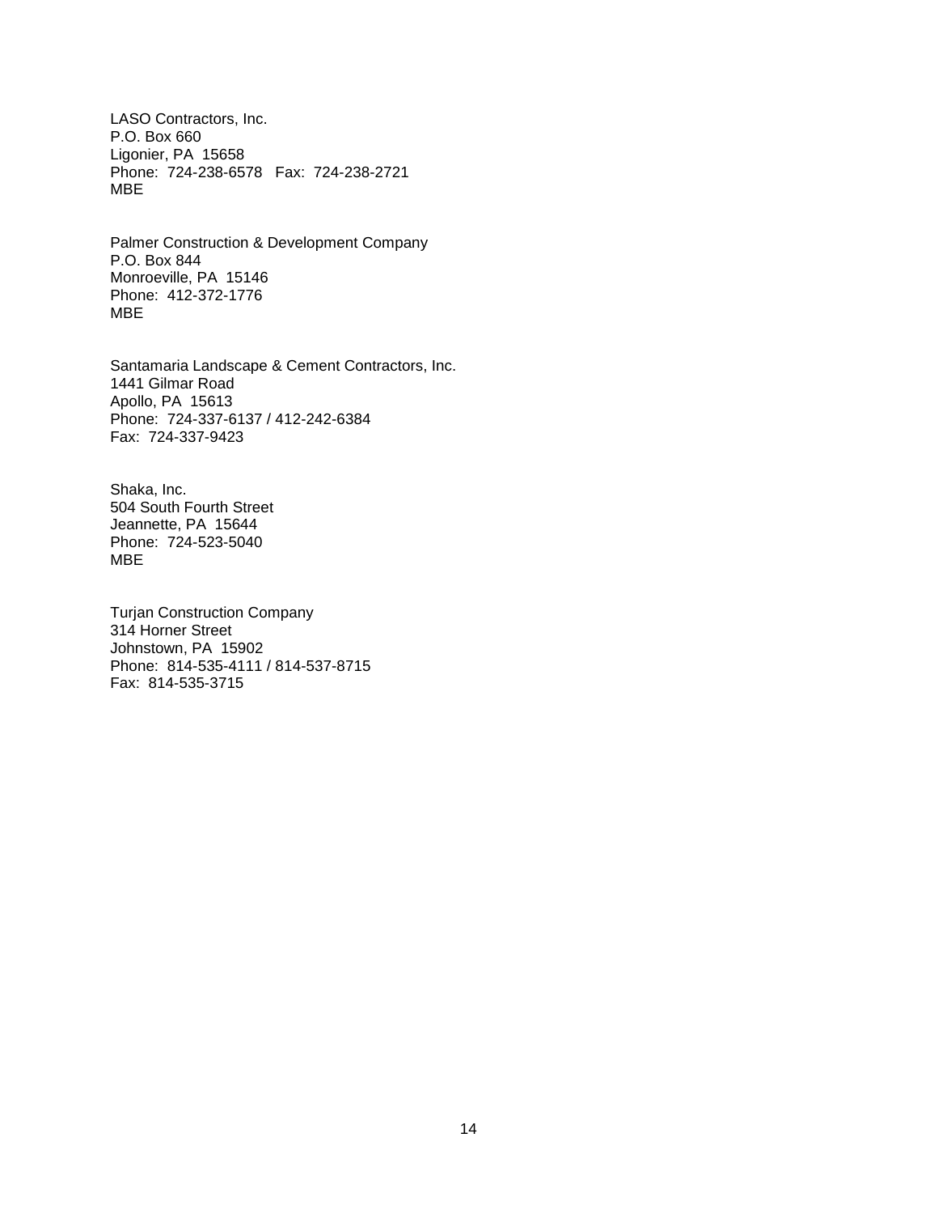LASO Contractors, Inc.
P.O. Box 660
Ligonier, PA  15658
Phone:  724-238-6578   Fax:  724-238-2721
MBE

Palmer Construction & Development Company
P.O. Box 844
Monroeville, PA  15146
Phone:  412-372-1776
MBE

Santamaria Landscape & Cement Contractors, Inc.
1441 Gilmar Road
Apollo, PA  15613
Phone:  724-337-6137 / 412-242-6384
Fax:  724-337-9423

Shaka, Inc.
504 South Fourth Street
Jeannette, PA  15644
Phone:  724-523-5040
MBE

Turjan Construction Company
314 Horner Street
Johnstown, PA  15902
Phone:  814-535-4111 / 814-537-8715
Fax:  814-535-3715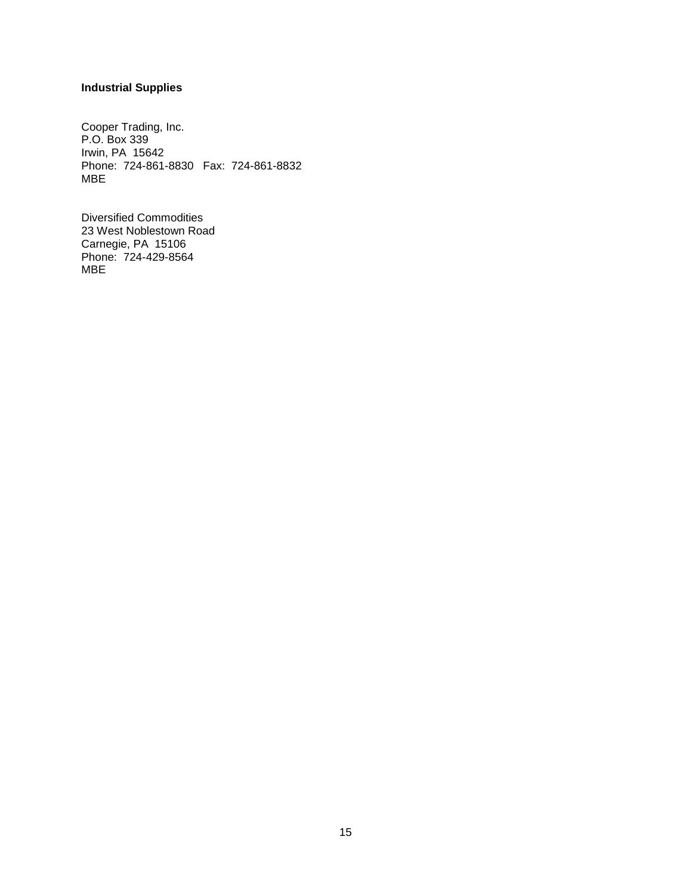**Industrial Supplies**

Cooper Trading, Inc.
P.O. Box 339
Irwin, PA 15642
Phone: 724-861-8830 Fax: 724-861-8832
MBE

Diversified Commodities
23 West Noblestown Road
Carnegie, PA 15106
Phone: 724-429-8564
MBE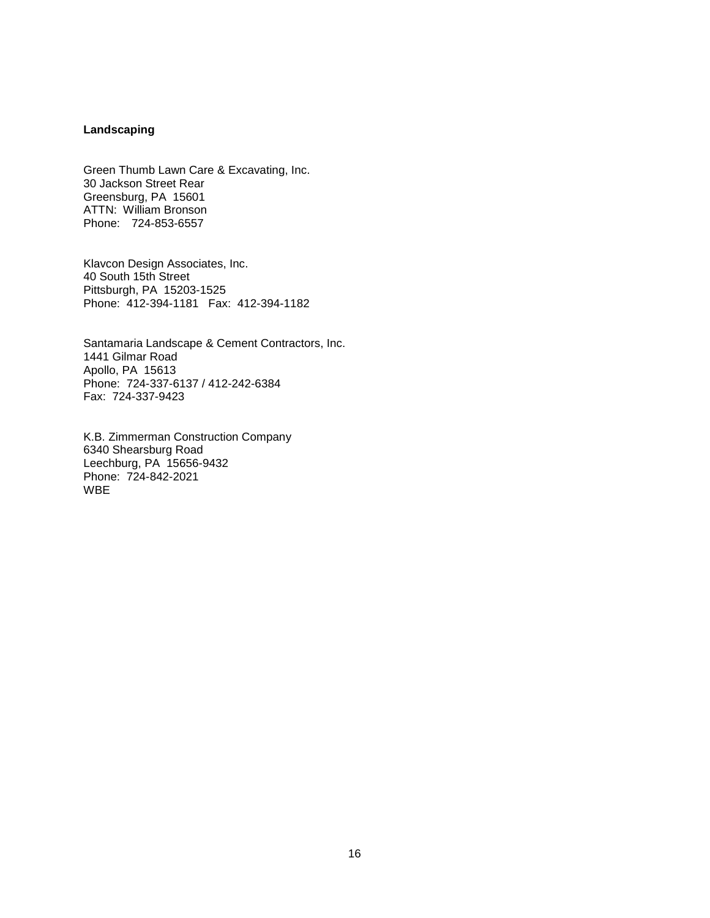**Landscaping**

Green Thumb Lawn Care & Excavating, Inc.
30 Jackson Street Rear
Greensburg, PA 15601
ATTN: William Bronson
Phone: 724-853-6557

Klavcon Design Associates, Inc.
40 South 15th Street
Pittsburgh, PA 15203-1525
Phone: 412-394-1181 Fax: 412-394-1182

Santamaria Landscape & Cement Contractors, Inc.
1441 Gilmar Road
Apollo, PA 15613
Phone: 724-337-6137 / 412-242-6384
Fax: 724-337-9423

K.B. Zimmerman Construction Company
6340 Shearsburg Road
Leechburg, PA 15656-9432
Phone: 724-842-2021
WBE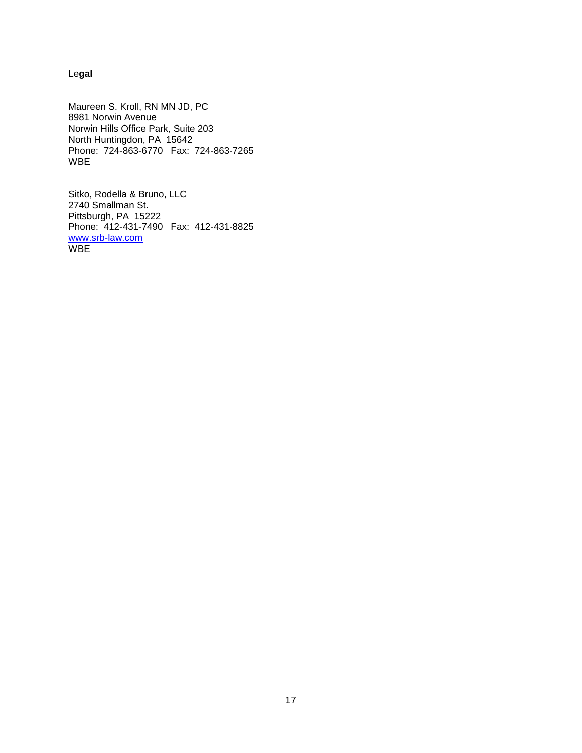## Legal

Maureen S. Kroll, RN MN JD, PC
8981 Norwin Avenue
Norwin Hills Office Park, Suite 203
North Huntingdon, PA 15642
Phone: 724-863-6770 Fax: 724-863-7265
WBE

Sitko, Rodella & Bruno, LLC
2740 Smallman St.
Pittsburgh, PA 15222
Phone: 412-431-7490 Fax: 412-431-8825
www.srb-law.com
WBE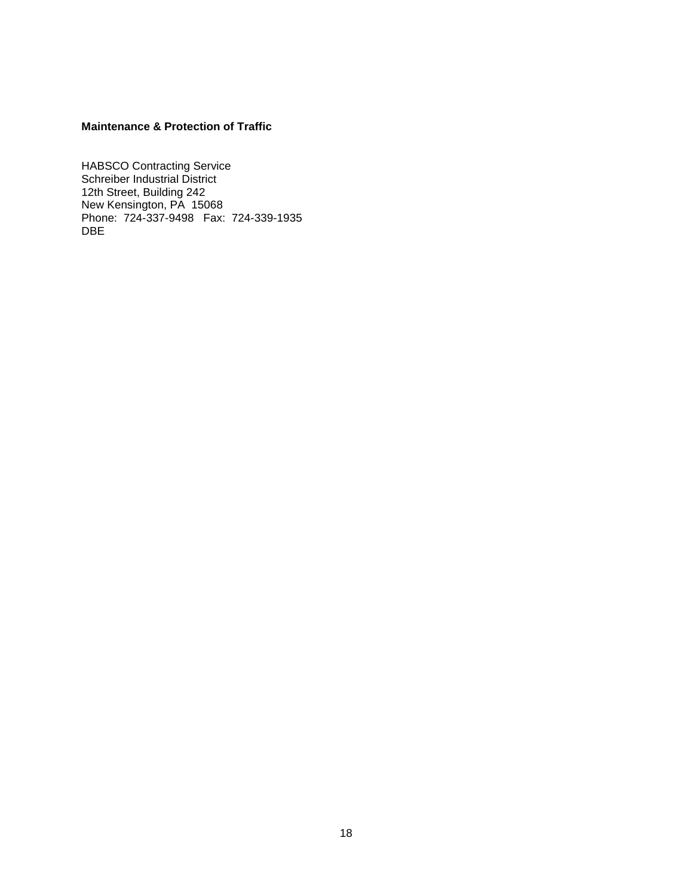**Maintenance & Protection of Traffic**

HABSCO Contracting Service
Schreiber Industrial District
12th Street, Building 242
New Kensington, PA 15068
Phone: 724-337-9498 Fax: 724-339-1935
DBE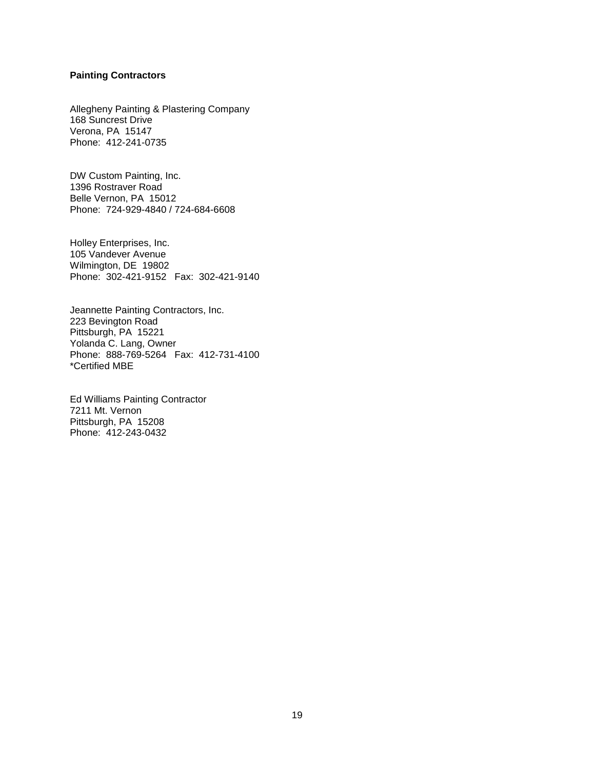**Painting Contractors**

Allegheny Painting & Plastering Company
168 Suncrest Drive
Verona, PA  15147
Phone:  412-241-0735

DW Custom Painting, Inc.
1396 Rostraver Road
Belle Vernon, PA  15012
Phone:  724-929-4840 / 724-684-6608

Holley Enterprises, Inc.
105 Vandever Avenue
Wilmington, DE  19802
Phone:  302-421-9152   Fax:  302-421-9140

Jeannette Painting Contractors, Inc.
223 Bevington Road
Pittsburgh, PA  15221
Yolanda C. Lang, Owner
Phone:  888-769-5264   Fax:  412-731-4100
*Certified MBE

Ed Williams Painting Contractor
7211 Mt. Vernon
Pittsburgh, PA  15208
Phone:  412-243-0432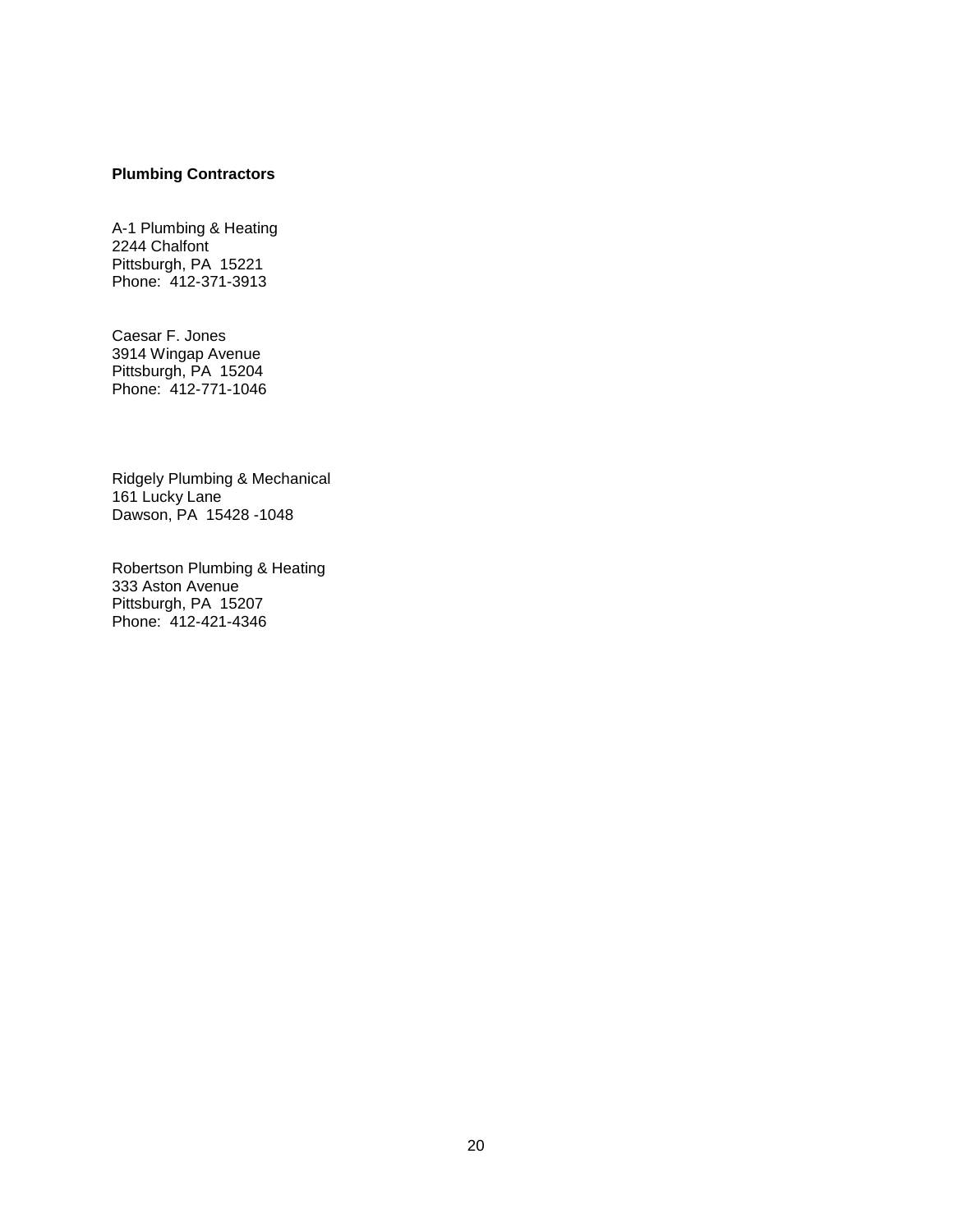**Plumbing Contractors**

A-1 Plumbing & Heating
2244 Chalfont
Pittsburgh, PA 15221
Phone: 412-371-3913

Caesar F. Jones
3914 Wingap Avenue
Pittsburgh, PA 15204
Phone: 412-771-1046

Ridgely Plumbing & Mechanical
161 Lucky Lane
Dawson, PA 15428 -1048

Robertson Plumbing & Heating
333 Aston Avenue
Pittsburgh, PA 15207
Phone: 412-421-4346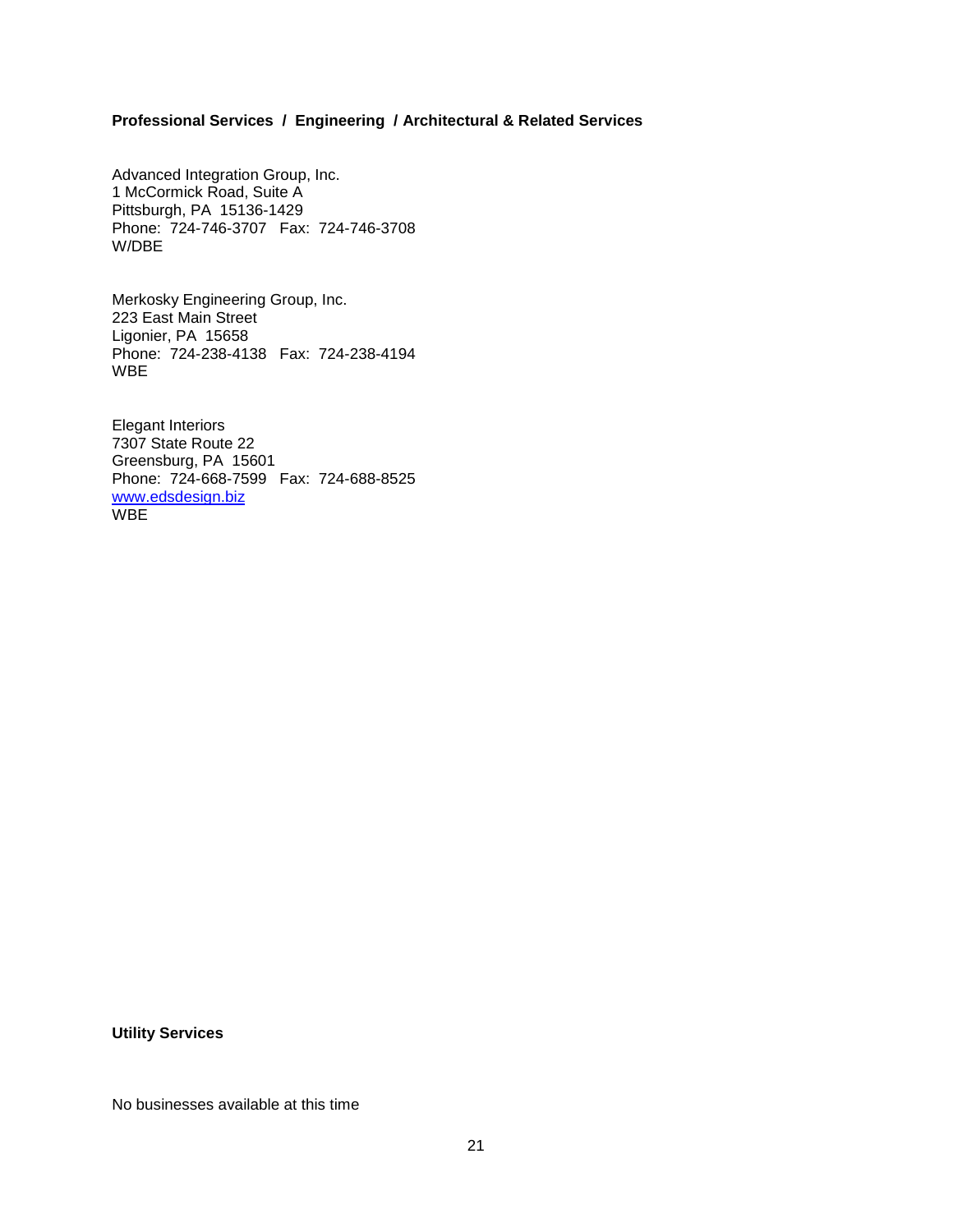**Professional Services / Engineering / Architectural & Related Services**

Advanced Integration Group, Inc.
1 McCormick Road, Suite A
Pittsburgh, PA 15136-1429
Phone: 724-746-3707 Fax: 724-746-3708
W/DBE

Merkosky Engineering Group, Inc.
223 East Main Street
Ligonier, PA 15658
Phone: 724-238-4138 Fax: 724-238-4194
WBE

Elegant Interiors
7307 State Route 22
Greensburg, PA 15601
Phone: 724-668-7599 Fax: 724-688-8525
[www.edsdesign.biz](http://www.edsdesign.biz)
WBE

**Utility Services**

No businesses available at this time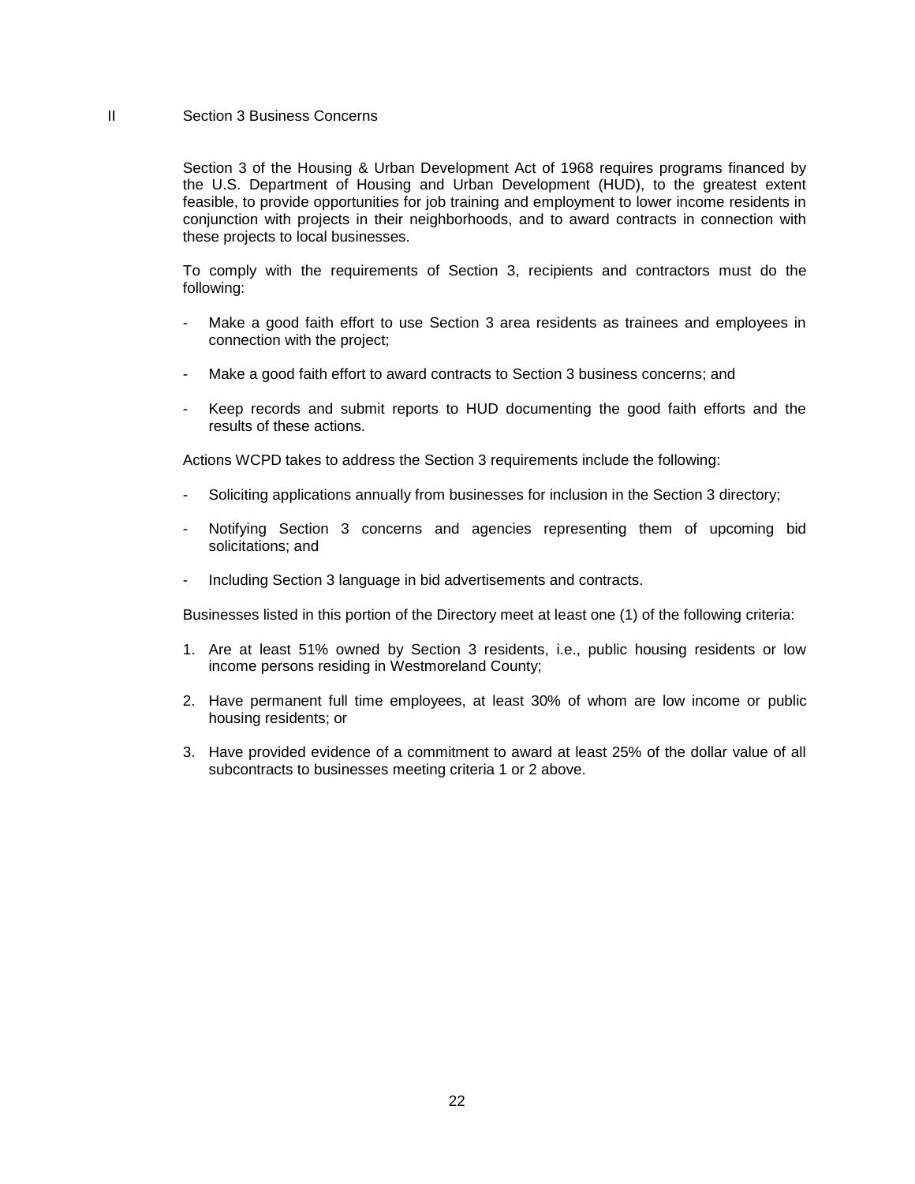## II Section 3 Business Concerns

Section 3 of the Housing & Urban Development Act of 1968 requires programs financed by the U.S. Department of Housing and Urban Development (HUD), to the greatest extent feasible, to provide opportunities for job training and employment to lower income residents in conjunction with projects in their neighborhoods, and to award contracts in connection with these projects to local businesses.

To comply with the requirements of Section 3, recipients and contractors must do the following:

- Make a good faith effort to use Section 3 area residents as trainees and employees in connection with the project;
- Make a good faith effort to award contracts to Section 3 business concerns; and
- Keep records and submit reports to HUD documenting the good faith efforts and the results of these actions.

Actions WCPD takes to address the Section 3 requirements include the following:

- Soliciting applications annually from businesses for inclusion in the Section 3 directory;
- Notifying Section 3 concerns and agencies representing them of upcoming bid solicitations; and
- Including Section 3 language in bid advertisements and contracts.

Businesses listed in this portion of the Directory meet at least one (1) of the following criteria:

1. Are at least 51% owned by Section 3 residents, i.e., public housing residents or low income persons residing in Westmoreland County;
2. Have permanent full time employees, at least 30% of whom are low income or public housing residents; or
3. Have provided evidence of a commitment to award at least 25% of the dollar value of all subcontracts to businesses meeting criteria 1 or 2 above.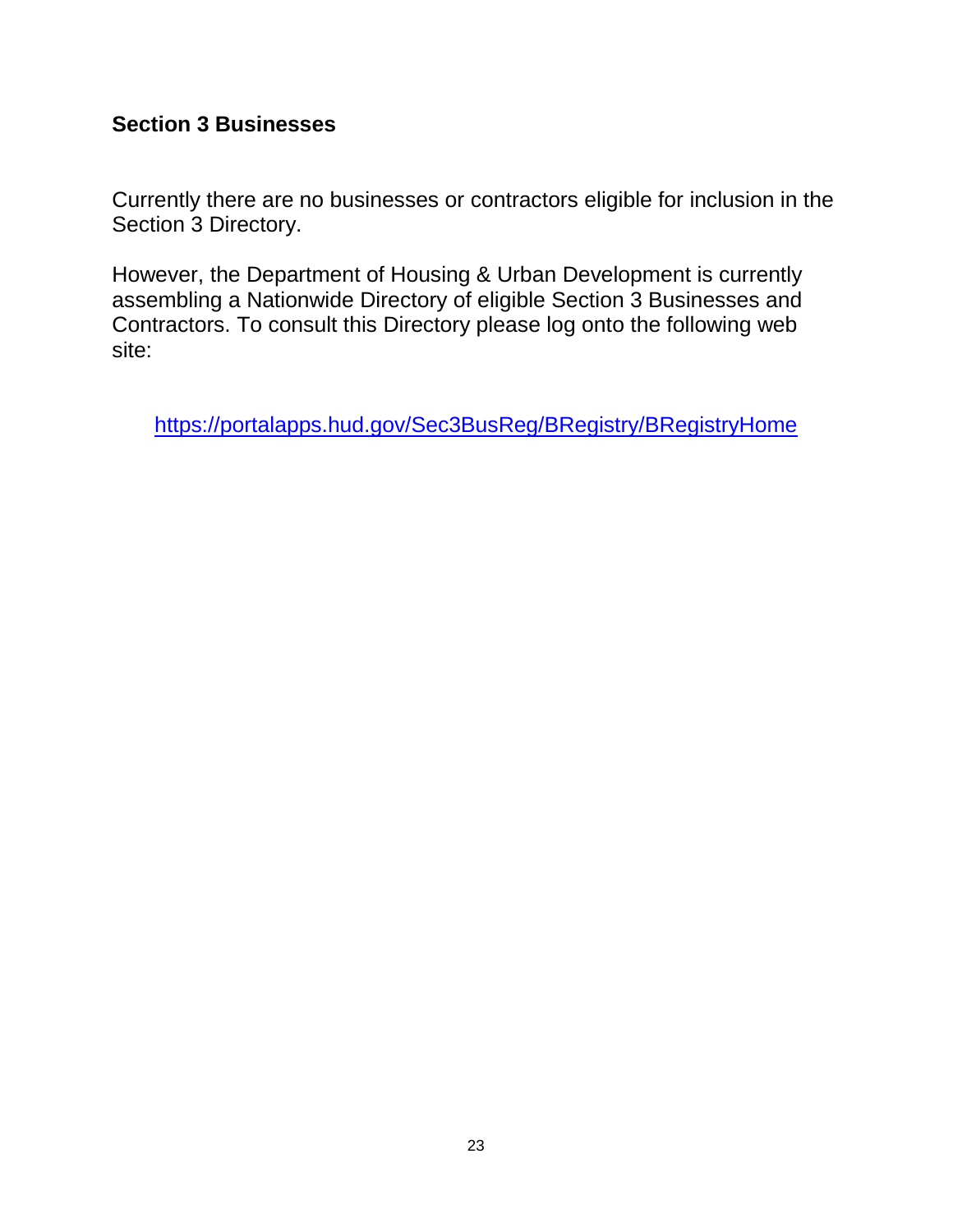## Section 3 Businesses

Currently there are no businesses or contractors eligible for inclusion in the Section 3 Directory.

However, the Department of Housing & Urban Development is currently assembling a Nationwide Directory of eligible Section 3 Businesses and Contractors. To consult this Directory please log onto the following web site:

https://portalapps.hud.gov/Sec3BusReg/BRegistry/BRegistryHome